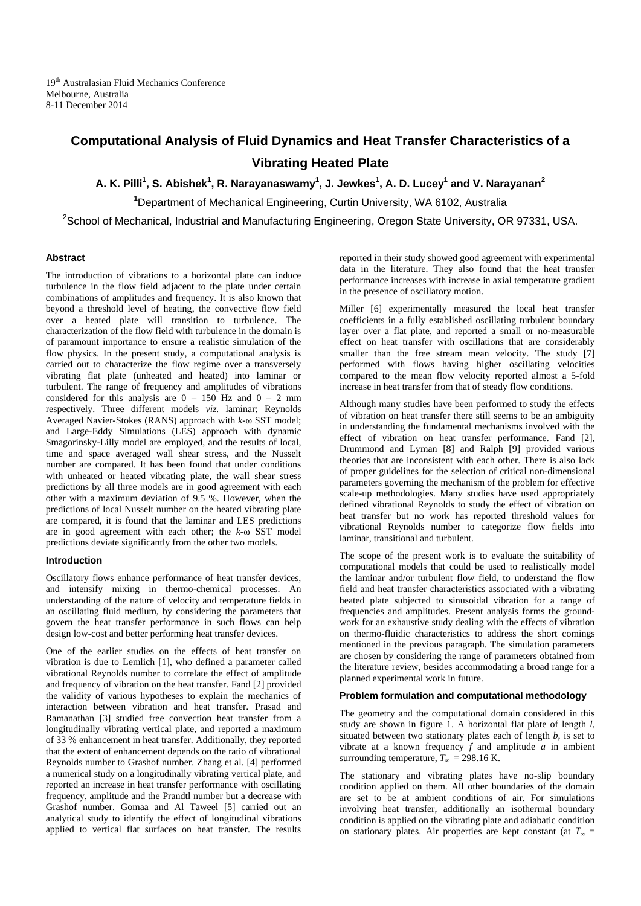19th Australasian Fluid Mechanics Conference
Melbourne, Australia
8-11 December 2014

# Computational Analysis of Fluid Dynamics and Heat Transfer Characteristics of a Vibrating Heated Plate

**A. K. Pilli[1], S. Abishek[1], R. Narayanaswamy[1], J. Jewkes[1], A. D. Lucey[1] and V. Narayanan[2]**

[1]Department of Mechanical Engineering, Curtin University, WA 6102, Australia

[2]School of Mechanical, Industrial and Manufacturing Engineering, Oregon State University, OR 97331, USA.

## Abstract

The introduction of vibrations to a horizontal plate can induce turbulence in the flow field adjacent to the plate under certain combinations of amplitudes and frequency. It is also known that beyond a threshold level of heating, the convective flow field over a heated plate will transition to turbulence. The characterization of the flow field with turbulence in the domain is of paramount importance to ensure a realistic simulation of the flow physics. In the present study, a computational analysis is carried out to characterize the flow regime over a transversely vibrating flat plate (unheated and heated) into laminar or turbulent. The range of frequency and amplitudes of vibrations considered for this analysis are 0 – 150 Hz and 0 – 2 mm respectively. Three different models *viz.* laminar; Reynolds Averaged Navier-Stokes (RANS) approach with $k$-ω SST model; and Large-Eddy Simulations (LES) approach with dynamic Smagorinsky-Lilly model are employed, and the results of local, time and space averaged wall shear stress, and the Nusselt number are compared. It has been found that under conditions with unheated or heated vibrating plate, the wall shear stress predictions by all three models are in good agreement with each other with a maximum deviation of 9.5 %. However, when the predictions of local Nusselt number on the heated vibrating plate are compared, it is found that the laminar and LES predictions are in good agreement with each other; the $k$-ω SST model predictions deviate significantly from the other two models.

## Introduction

Oscillatory flows enhance performance of heat transfer devices, and intensify mixing in thermo-chemical processes. An understanding of the nature of velocity and temperature fields in an oscillating fluid medium, by considering the parameters that govern the heat transfer performance in such flows can help design low-cost and better performing heat transfer devices.

One of the earlier studies on the effects of heat transfer on vibration is due to Lemlich [1], who defined a parameter called vibrational Reynolds number to correlate the effect of amplitude and frequency of vibration on the heat transfer. Fand [2] provided the validity of various hypotheses to explain the mechanics of interaction between vibration and heat transfer. Prasad and Ramanathan [3] studied free convection heat transfer from a longitudinally vibrating vertical plate, and reported a maximum of 33 % enhancement in heat transfer. Additionally, they reported that the extent of enhancement depends on the ratio of vibrational Reynolds number to Grashof number. Zhang et al. [4] performed a numerical study on a longitudinally vibrating vertical plate, and reported an increase in heat transfer performance with oscillating frequency, amplitude and the Prandtl number but a decrease with Grashof number. Gomaa and Al Taweel [5] carried out an analytical study to identify the effect of longitudinal vibrations applied to vertical flat surfaces on heat transfer. The results reported in their study showed good agreement with experimental data in the literature. They also found that the heat transfer performance increases with increase in axial temperature gradient in the presence of oscillatory motion.

Miller [6] experimentally measured the local heat transfer coefficients in a fully established oscillating turbulent boundary layer over a flat plate, and reported a small or no-measurable effect on heat transfer with oscillations that are considerably smaller than the free stream mean velocity. The study [7] performed with flows having higher oscillating velocities compared to the mean flow velocity reported almost a 5-fold increase in heat transfer from that of steady flow conditions.

Although many studies have been performed to study the effects of vibration on heat transfer there still seems to be an ambiguity in understanding the fundamental mechanisms involved with the effect of vibration on heat transfer performance. Fand [2], Drummond and Lyman [8] and Ralph [9] provided various theories that are inconsistent with each other. There is also lack of proper guidelines for the selection of critical non-dimensional parameters governing the mechanism of the problem for effective scale-up methodologies. Many studies have used appropriately defined vibrational Reynolds to study the effect of vibration on heat transfer but no work has reported threshold values for vibrational Reynolds number to categorize flow fields into laminar, transitional and turbulent.

The scope of the present work is to evaluate the suitability of computational models that could be used to realistically model the laminar and/or turbulent flow field, to understand the flow field and heat transfer characteristics associated with a vibrating heated plate subjected to sinusoidal vibration for a range of frequencies and amplitudes. Present analysis forms the ground-work for an exhaustive study dealing with the effects of vibration on thermo-fluidic characteristics to address the short comings mentioned in the previous paragraph. The simulation parameters are chosen by considering the range of parameters obtained from the literature review, besides accommodating a broad range for a planned experimental work in future.

## Problem formulation and computational methodology

The geometry and the computational domain considered in this study are shown in figure 1. A horizontal flat plate of length $l$, situated between two stationary plates each of length $b$, is set to vibrate at a known frequency $f$ and amplitude $a$ in ambient surrounding temperature, $T_\infty$ = 298.16 K.

The stationary and vibrating plates have no-slip boundary condition applied on them. All other boundaries of the domain are set to be at ambient conditions of air. For simulations involving heat transfer, additionally an isothermal boundary condition is applied on the vibrating plate and adiabatic condition on stationary plates. Air properties are kept constant (at $T_\infty$ =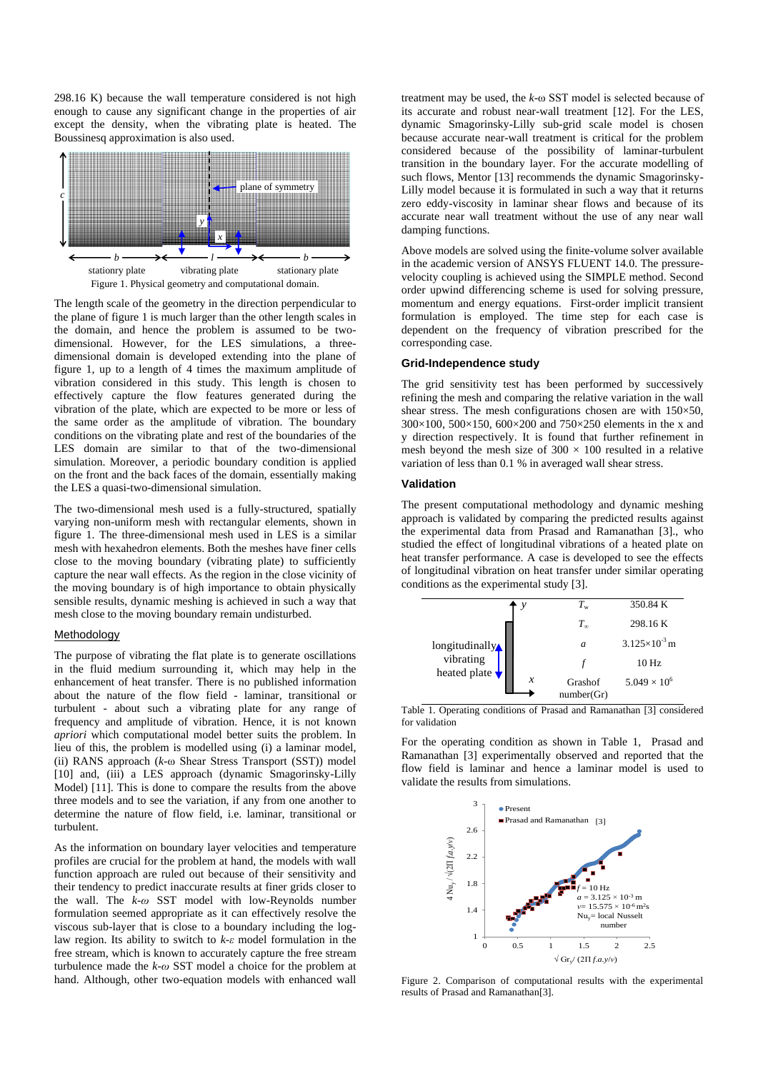298.16 K) because the wall temperature considered is not high enough to cause any significant change in the properties of air except the density, when the vibrating plate is heated. The Boussinesq approximation is also used.

c
plane of symmetry
y
x
b
l
b
stationry plate
vibrating plate
stationary plate

Figure 1. Physical geometry and computational domain.

The length scale of the geometry in the direction perpendicular to the plane of figure 1 is much larger than the other length scales in the domain, and hence the problem is assumed to be two-dimensional. However, for the LES simulations, a three-dimensional domain is developed extending into the plane of figure 1, up to a length of 4 times the maximum amplitude of vibration considered in this study. This length is chosen to effectively capture the flow features generated during the vibration of the plate, which are expected to be more or less of the same order as the amplitude of vibration. The boundary conditions on the vibrating plate and rest of the boundaries of the LES domain are similar to that of the two-dimensional simulation. Moreover, a periodic boundary condition is applied on the front and the back faces of the domain, essentially making the LES a quasi-two-dimensional simulation.

The two-dimensional mesh used is a fully-structured, spatially varying non-uniform mesh with rectangular elements, shown in figure 1. The three-dimensional mesh used in LES is a similar mesh with hexahedron elements. Both the meshes have finer cells close to the moving boundary (vibrating plate) to sufficiently capture the near wall effects. As the region in the close vicinity of the moving boundary is of high importance to obtain physically sensible results, dynamic meshing is achieved in such a way that mesh close to the moving boundary remain undisturbed.

## Methodology

The purpose of vibrating the flat plate is to generate oscillations in the fluid medium surrounding it, which may help in the enhancement of heat transfer. There is no published information about the nature of the flow field - laminar, transitional or turbulent - about such a vibrating plate for any range of frequency and amplitude of vibration. Hence, it is not known *apriori* which computational model better suits the problem. In lieu of this, the problem is modelled using (i) a laminar model, (ii) RANS approach ($k$-ω Shear Stress Transport (SST)) model [10] and, (iii) a LES approach (dynamic Smagorinsky-Lilly Model) [11]. This is done to compare the results from the above three models and to see the variation, if any from one another to determine the nature of flow field, i.e. laminar, transitional or turbulent.

As the information on boundary layer velocities and temperature profiles are crucial for the problem at hand, the models with wall function approach are ruled out because of their sensitivity and their tendency to predict inaccurate results at finer grids closer to the wall. The $k$-$\omega$ SST model with low-Reynolds number formulation seemed appropriate as it can effectively resolve the viscous sub-layer that is close to a boundary including the log-law region. Its ability to switch to $k$-$\varepsilon$ model formulation in the free stream, which is known to accurately capture the free stream turbulence made the $k$-$\omega$ SST model a choice for the problem at hand. Although, other two-equation models with enhanced wall treatment may be used, the $k$-ω SST model is selected because of its accurate and robust near-wall treatment [12]. For the LES, dynamic Smagorinsky-Lilly sub-grid scale model is chosen because accurate near-wall treatment is critical for the problem considered because of the possibility of laminar-turbulent transition in the boundary layer. For the accurate modelling of such flows, Mentor [13] recommends the dynamic Smagorinsky-Lilly model because it is formulated in such a way that it returns zero eddy-viscosity in laminar shear flows and because of its accurate near wall treatment without the use of any near wall damping functions.

Above models are solved using the finite-volume solver available in the academic version of ANSYS FLUENT 14.0. The pressure-velocity coupling is achieved using the SIMPLE method. Second order upwind differencing scheme is used for solving pressure, momentum and energy equations. First-order implicit transient formulation is employed. The time step for each case is dependent on the frequency of vibration prescribed for the corresponding case.

### Grid-Independence study

The grid sensitivity test has been performed by successively refining the mesh and comparing the relative variation in the wall shear stress. The mesh configurations chosen are with 150×50, 300×100, 500×150, 600×200 and 750×250 elements in the x and y direction respectively. It is found that further refinement in mesh beyond the mesh size of 300 × 100 resulted in a relative variation of less than 0.1 % in averaged wall shear stress.

### Validation

The present computational methodology and dynamic meshing approach is validated by comparing the predicted results against the experimental data from Prasad and Ramanathan [3]., who studied the effect of longitudinal vibrations of a heated plate on heat transfer performance. A case is developed to see the effects of longitudinal vibration on heat transfer under similar operating conditions as the experimental study [3].

| | | |
|---|---|---|
| longitudinally vibrating heated plate | $T_w$ | 350.84 K |
| | $T_\infty$ | 298.16 K |
| | $a$ | $3.125{\times}10^{-3}$ m |
| | $f$ | 10 Hz |
| | Grashof number(Gr) | $5.049 \times 10^6$ |

Table 1. Operating conditions of Prasad and Ramanathan [3] considered for validation

For the operating condition as shown in Table 1, Prasad and Ramanathan [3] experimentally observed and reported that the flow field is laminar and hence a laminar model is used to validate the results from simulations.

Present
Prasad and Ramanathan [3]
$4\,\mathrm{Nu}_y/\sqrt{(2\Pi\, f.a.y/\nu)}$
$f$ = 10 Hz
$a$ = 3.125 × 10⁻³ m
$\nu$ = 15.575 × 10⁻⁶ m²s
$\mathrm{Nu}_y$ = local Nusselt number
$\sqrt{\mathrm{Gr}_y/(2\Pi\, f.a.y/\nu)}$
3, 2.6, 2.2, 1.8, 1.4, 1
0, 0.5, 1, 1.5, 2, 2.5

Figure 2. Comparison of computational results with the experimental results of Prasad and Ramanathan[3].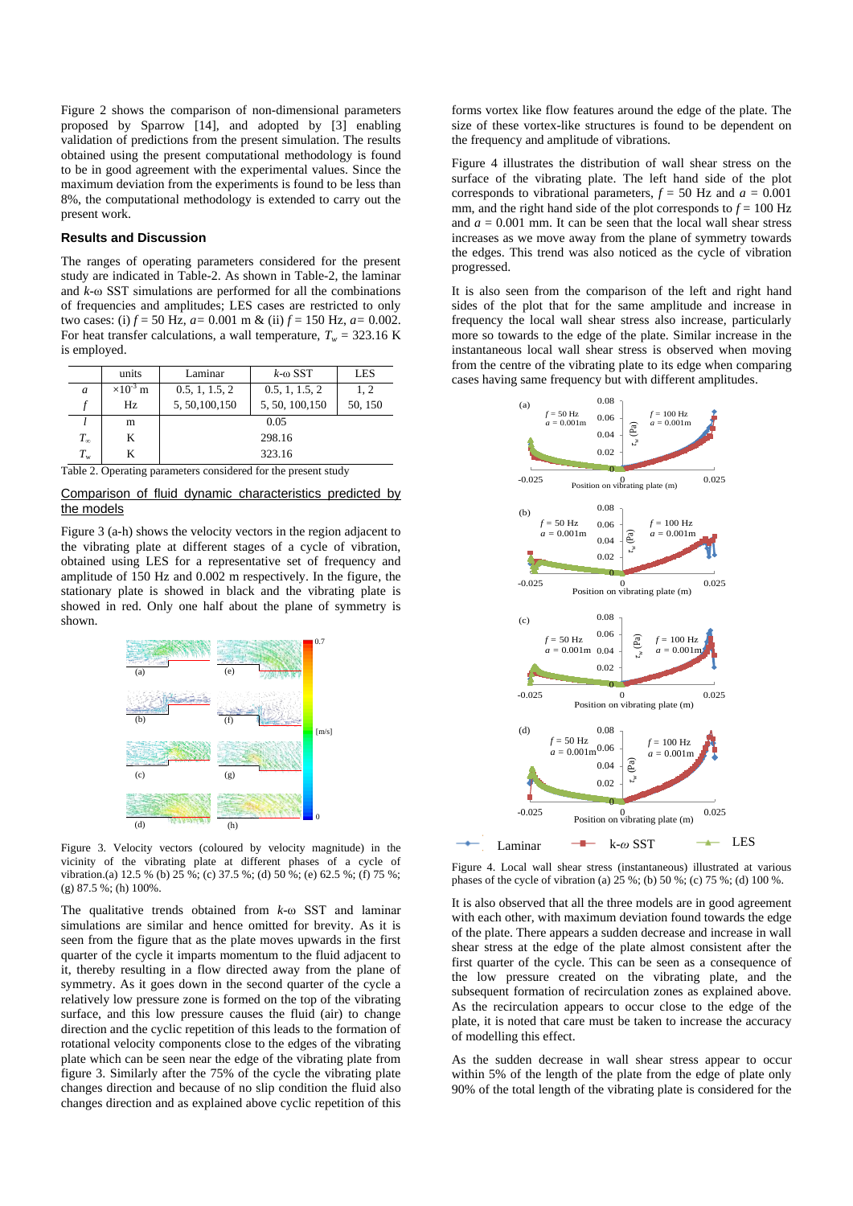Figure 2 shows the comparison of non-dimensional parameters proposed by Sparrow [14], and adopted by [3] enabling validation of predictions from the present simulation. The results obtained using the present computational methodology is found to be in good agreement with the experimental values. Since the maximum deviation from the experiments is found to be less than 8%, the computational methodology is extended to carry out the present work.

## Results and Discussion

The ranges of operating parameters considered for the present study are indicated in Table-2. As shown in Table-2, the laminar and *k*-ω SST simulations are performed for all the combinations of frequencies and amplitudes; LES cases are restricted to only two cases: (i) $f = 50$ Hz, $a = 0.001$ m & (ii) $f = 150$ Hz, $a = 0.002$. For heat transfer calculations, a wall temperature, $T_w = 323.16$ K is employed.

| | units | Laminar | *k*-ω SST | LES |
|---|---|---|---|---|
| $a$ | $\times 10^{-3}$ m | 0.5, 1, 1.5, 2 | 0.5, 1, 1.5, 2 | 1, 2 |
| $f$ | Hz | 5, 50,100,150 | 5, 50, 100,150 | 50, 150 |
| $l$ | m | 0.05 | | |
| $T_\infty$ | K | 298.16 | | |
| $T_w$ | K | 323.16 | | |

Table 2. Operating parameters considered for the present study

### Comparison of fluid dynamic characteristics predicted by the models

Figure 3 (a-h) shows the velocity vectors in the region adjacent to the vibrating plate at different stages of a cycle of vibration, obtained using LES for a representative set of frequency and amplitude of 150 Hz and 0.002 m respectively. In the figure, the stationary plate is showed in black and the vibrating plate is showed in red. Only one half about the plane of symmetry is shown.

(a) (b) (c) (d) (e) (f) (g) (h)
0.7
[m/s]
0

Figure 3. Velocity vectors (coloured by velocity magnitude) in the vicinity of the vibrating plate at different phases of a cycle of vibration.(a) 12.5 % (b) 25 %; (c) 37.5 %; (d) 50 %; (e) 62.5 %; (f) 75 %; (g) 87.5 %; (h) 100%.

The qualitative trends obtained from *k*-ω SST and laminar simulations are similar and hence omitted for brevity. As it is seen from the figure that as the plate moves upwards in the first quarter of the cycle it imparts momentum to the fluid adjacent to it, thereby resulting in a flow directed away from the plane of symmetry. As it goes down in the second quarter of the cycle a relatively low pressure zone is formed on the top of the vibrating surface, and this low pressure causes the fluid (air) to change direction and the cyclic repetition of this leads to the formation of rotational velocity components close to the edges of the vibrating plate which can be seen near the edge of the vibrating plate from figure 3. Similarly after the 75% of the cycle the vibrating plate changes direction and because of no slip condition the fluid also changes direction and as explained above cyclic repetition of this forms vortex like flow features around the edge of the plate. The size of these vortex-like structures is found to be dependent on the frequency and amplitude of vibrations.

Figure 4 illustrates the distribution of wall shear stress on the surface of the vibrating plate. The left hand side of the plot corresponds to vibrational parameters, $f = 50$ Hz and $a = 0.001$ mm, and the right hand side of the plot corresponds to $f = 100$ Hz and $a = 0.001$ mm. It can be seen that the local wall shear stress increases as we move away from the plane of symmetry towards the edges. This trend was also noticed as the cycle of vibration progressed.

It is also seen from the comparison of the left and right hand sides of the plot that for the same amplitude and increase in frequency the local wall shear stress also increase, particularly more so towards to the edge of the plate. Similar increase in the instantaneous local wall shear stress is observed when moving from the centre of the vibrating plate to its edge when comparing cases having same frequency but with different amplitudes.

(a) (b) (c) (d)
$f$ = 50 Hz, $a$ = 0.001m
$f$ = 100 Hz, $a$ = 0.001m
$\tau_w$ (Pa)
0, 0.02, 0.04, 0.06, 0.08
Position on vibrating plate (m)
-0.025, 0, 0.025
Laminar   k-ω SST   LES

Figure 4. Local wall shear stress (instantaneous) illustrated at various phases of the cycle of vibration (a) 25 %; (b) 50 %; (c) 75 %; (d) 100 %.

It is also observed that all the three models are in good agreement with each other, with maximum deviation found towards the edge of the plate. There appears a sudden decrease and increase in wall shear stress at the edge of the plate almost consistent after the first quarter of the cycle. This can be seen as a consequence of the low pressure created on the vibrating plate, and the subsequent formation of recirculation zones as explained above. As the recirculation appears to occur close to the edge of the plate, it is noted that care must be taken to increase the accuracy of modelling this effect.

As the sudden decrease in wall shear stress appear to occur within 5% of the length of the plate from the edge of plate only 90% of the total length of the vibrating plate is considered for the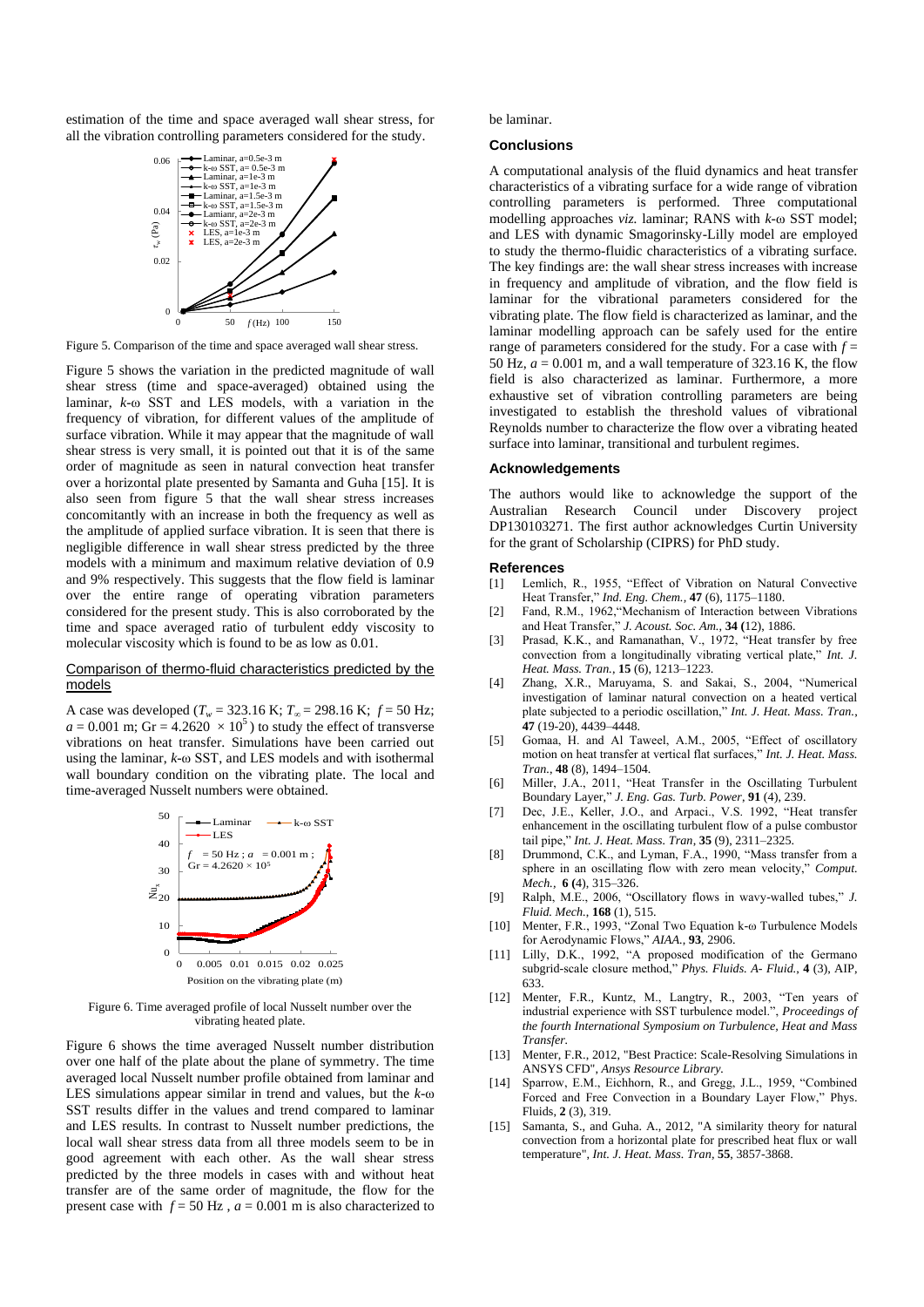estimation of the time and space averaged wall shear stress, for all the vibration controlling parameters considered for the study.

0.06
0.04
$\tau_w$ (Pa)
0.02
0
0 50 $f$ (Hz) 100 150

Laminar, a=0.5e-3 m
k-ω SST, a= 0.5e-3 m
Laminar, a=1e-3 m
k-ω SST, a=1e-3 m
Laminar, a=1.5e-3 m
k-ω SST, a=1.5e-3 m
Lamianr, a=2e-3 m
k-ω SST, a=2e-3 m
LES, a=1e-3 m
LES, a=2e-3 m

Figure 5. Comparison of the time and space averaged wall shear stress.

Figure 5 shows the variation in the predicted magnitude of wall shear stress (time and space-averaged) obtained using the laminar, *k*-ω SST and LES models, with a variation in the frequency of vibration, for different values of the amplitude of surface vibration. While it may appear that the magnitude of wall shear stress is very small, it is pointed out that it is of the same order of magnitude as seen in natural convection heat transfer over a horizontal plate presented by Samanta and Guha [15]. It is also seen from figure 5 that the wall shear stress increases concomitantly with an increase in both the frequency as well as the amplitude of applied surface vibration. It is seen that there is negligible difference in wall shear stress predicted by the three models with a minimum and maximum relative deviation of 0.9 and 9% respectively. This suggests that the flow field is laminar over the entire range of operating vibration parameters considered for the present study. This is also corroborated by the time and space averaged ratio of turbulent eddy viscosity to molecular viscosity which is found to be as low as 0.01.

### Comparison of thermo-fluid characteristics predicted by the models

A case was developed ($T_w$ = 323.16 K; $T_\infty$ = 298.16 K; $f$ = 50 Hz; $a$ = 0.001 m; Gr = 4.2620 $\times 10^5$) to study the effect of transverse vibrations on heat transfer. Simulations have been carried out using the laminar, *k*-ω SST, and LES models and with isothermal wall boundary condition on the vibrating plate. The local and time-averaged Nusselt numbers were obtained.

50
40
30
$Nu_x$ 20
10
0
0 0.005 0.01 0.015 0.02 0.025
Position on the vibrating plate (m)

Laminar
k-ω SST
LES
$f$ = 50 Hz ; $a$ = 0.001 m ;
Gr = 4.2620 × $10^5$

Figure 6. Time averaged profile of local Nusselt number over the vibrating heated plate.

Figure 6 shows the time averaged Nusselt number distribution over one half of the plate about the plane of symmetry. The time averaged local Nusselt number profile obtained from laminar and LES simulations appear similar in trend and values, but the *k*-ω SST results differ in the values and trend compared to laminar and LES results. In contrast to Nusselt number predictions, the local wall shear stress data from all three models seem to be in good agreement with each other. As the wall shear stress predicted by the three models in cases with and without heat transfer are of the same order of magnitude, the flow for the present case with $f$ = 50 Hz , $a$ = 0.001 m is also characterized to be laminar.

## Conclusions

A computational analysis of the fluid dynamics and heat transfer characteristics of a vibrating surface for a wide range of vibration controlling parameters is performed. Three computational modelling approaches *viz.* laminar; RANS with *k*-ω SST model; and LES with dynamic Smagorinsky-Lilly model are employed to study the thermo-fluidic characteristics of a vibrating surface. The key findings are: the wall shear stress increases with increase in frequency and amplitude of vibration, and the flow field is laminar for the vibrational parameters considered for the vibrating plate. The flow field is characterized as laminar, and the laminar modelling approach can be safely used for the entire range of parameters considered for the study. For a case with $f$ = 50 Hz, $a$ = 0.001 m, and a wall temperature of 323.16 K, the flow field is also characterized as laminar. Furthermore, a more exhaustive set of vibration controlling parameters are being investigated to establish the threshold values of vibrational Reynolds number to characterize the flow over a vibrating heated surface into laminar, transitional and turbulent regimes.

## Acknowledgements

The authors would like to acknowledge the support of the Australian Research Council under Discovery project DP130103271. The first author acknowledges Curtin University for the grant of Scholarship (CIPRS) for PhD study.

## References

[1] Lemlich, R., 1955, "Effect of Vibration on Natural Convective Heat Transfer," *Ind. Eng. Chem.*, **47** (6), 1175–1180.

[2] Fand, R.M., 1962,"Mechanism of Interaction between Vibrations and Heat Transfer," *J. Acoust. Soc. Am.*, **34 (**12), 1886.

[3] Prasad, K.K., and Ramanathan, V., 1972, "Heat transfer by free convection from a longitudinally vibrating vertical plate," *Int. J. Heat. Mass. Tran.*, **15** (6), 1213–1223.

[4] Zhang, X.R., Maruyama, S. and Sakai, S., 2004, "Numerical investigation of laminar natural convection on a heated vertical plate subjected to a periodic oscillation," *Int. J. Heat. Mass. Tran.*, **47** (19-20), 4439–4448.

[5] Gomaa, H. and Al Taweel, A.M., 2005, "Effect of oscillatory motion on heat transfer at vertical flat surfaces," *Int. J. Heat. Mass. Tran.*, **48** (8), 1494–1504.

[6] Miller, J.A., 2011, "Heat Transfer in the Oscillating Turbulent Boundary Layer," *J. Eng. Gas. Turb. Power*, **91** (4), 239.

[7] Dec, J.E., Keller, J.O., and Arpaci., V.S. 1992, "Heat transfer enhancement in the oscillating turbulent flow of a pulse combustor tail pipe," *Int. J. Heat. Mass. Tran*, **35** (9), 2311–2325.

[8] Drummond, C.K., and Lyman, F.A., 1990, "Mass transfer from a sphere in an oscillating flow with zero mean velocity," *Comput. Mech.,* **6 (**4), 315–326.

[9] Ralph, M.E., 2006, "Oscillatory flows in wavy-walled tubes," *J. Fluid. Mech.*, **168** (1), 515.

[10] Menter, F.R., 1993, "Zonal Two Equation k-ω Turbulence Models for Aerodynamic Flows," *AIAA.*, **93**, 2906.

[11] Lilly, D.K., 1992, "A proposed modification of the Germano subgrid-scale closure method," *Phys. Fluids. A- Fluid.*, **4** (3), AIP, 633.

[12] Menter, F.R., Kuntz, M., Langtry, R., 2003, "Ten years of industrial experience with SST turbulence model.", *Proceedings of the fourth International Symposium on Turbulence, Heat and Mass Transfer.*

[13] Menter, F.R., 2012, "Best Practice: Scale-Resolving Simulations in ANSYS CFD", *Ansys Resource Library.*

[14] Sparrow, E.M., Eichhorn, R., and Gregg, J.L., 1959, "Combined Forced and Free Convection in a Boundary Layer Flow," Phys. Fluids, **2** (3), 319.

[15] Samanta, S., and Guha. A., 2012, "A similarity theory for natural convection from a horizontal plate for prescribed heat flux or wall temperature", *Int. J. Heat. Mass. Tran*, **55**, 3857-3868.